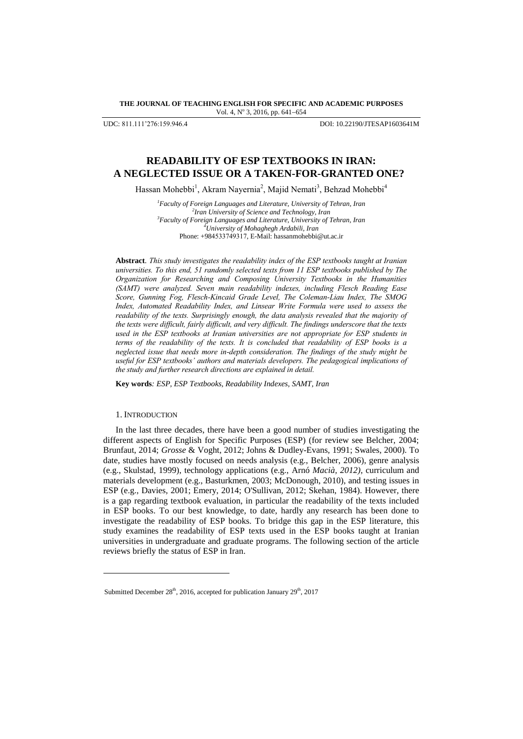# READABILITY OF ESP TEXTBOOKS IN IRAN: A NEGLECTED ISSUE OR A TAKEN-FOR-GRANTED ONE?

Hassan Mohebbi[1], Akram Nayernia[2], Majid Nemati[3], Behzad Mohebbi[4]

[1]*Faculty of Foreign Languages and Literature, University of Tehran, Iran*
[2]*Iran University of Science and Technology, Iran*
[3]*Faculty of Foreign Languages and Literature, University of Tehran, Iran*
[4]*University of Mohaghegh Ardabili, Iran*
Phone: +984533749317, E-Mail: hassanmohebbi@ut.ac.ir

**Abstract**. *This study investigates the readability index of the ESP textbooks taught at Iranian universities. To this end, 51 randomly selected texts from 11 ESP textbooks published by The Organization for Researching and Composing University Textbooks in the Humanities (SAMT) were analyzed. Seven main readability indexes, including Flesch Reading Ease Score, Gunning Fog, Flesch-Kincaid Grade Level, The Coleman-Liau Index, The SMOG Index, Automated Readability Index, and Linsear Write Formula were used to assess the readability of the texts. Surprisingly enough, the data analysis revealed that the majority of the texts were difficult, fairly difficult, and very difficult. The findings underscore that the texts used in the ESP textbooks at Iranian universities are not appropriate for ESP students in terms of the readability of the texts. It is concluded that readability of ESP books is a neglected issue that needs more in-depth consideration. The findings of the study might be useful for ESP textbooks' authors and materials developers. The pedagogical implications of the study and further research directions are explained in detail.*

**Key words***: ESP, ESP Textbooks, Readability Indexes, SAMT, Iran*

## 1. Introduction

In the last three decades, there have been a good number of studies investigating the different aspects of English for Specific Purposes (ESP) (for review see Belcher, 2004; Brunfaut, 2014; *Grosse* & Voght, 2012; Johns & Dudley-Evans, 1991; Swales, 2000). To date, studies have mostly focused on needs analysis (e.g., Belcher, 2006), genre analysis (e.g., Skulstad, 1999), technology applications (e.g., Arnó *Macià, 2012)*, curriculum and materials development (e.g., Basturkmen, 2003; McDonough, 2010), and testing issues in ESP (e.g., Davies, 2001; Emery, 2014; O'Sullivan, 2012; Skehan, 1984). However, there is a gap regarding textbook evaluation, in particular the readability of the texts included in ESP books. To our best knowledge, to date, hardly any research has been done to investigate the readability of ESP books. To bridge this gap in the ESP literature, this study examines the readability of ESP texts used in the ESP books taught at Iranian universities in undergraduate and graduate programs. The following section of the article reviews briefly the status of ESP in Iran.

---

Submitted December 28th, 2016, accepted for publication January 29th, 2017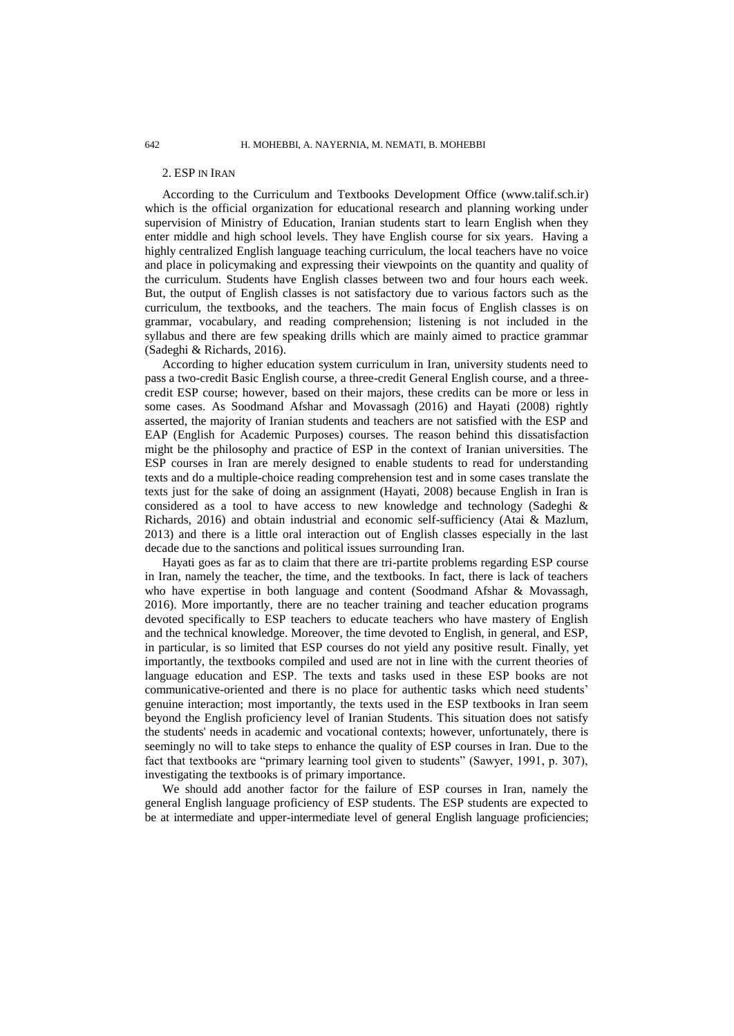## 2. ESP IN IRAN

According to the Curriculum and Textbooks Development Office (www.talif.sch.ir) which is the official organization for educational research and planning working under supervision of Ministry of Education, Iranian students start to learn English when they enter middle and high school levels. They have English course for six years. Having a highly centralized English language teaching curriculum, the local teachers have no voice and place in policymaking and expressing their viewpoints on the quantity and quality of the curriculum. Students have English classes between two and four hours each week. But, the output of English classes is not satisfactory due to various factors such as the curriculum, the textbooks, and the teachers. The main focus of English classes is on grammar, vocabulary, and reading comprehension; listening is not included in the syllabus and there are few speaking drills which are mainly aimed to practice grammar (Sadeghi & Richards, 2016).

According to higher education system curriculum in Iran, university students need to pass a two-credit Basic English course, a three-credit General English course, and a three-credit ESP course; however, based on their majors, these credits can be more or less in some cases. As Soodmand Afshar and Movassagh (2016) and Hayati (2008) rightly asserted, the majority of Iranian students and teachers are not satisfied with the ESP and EAP (English for Academic Purposes) courses. The reason behind this dissatisfaction might be the philosophy and practice of ESP in the context of Iranian universities. The ESP courses in Iran are merely designed to enable students to read for understanding texts and do a multiple-choice reading comprehension test and in some cases translate the texts just for the sake of doing an assignment (Hayati, 2008) because English in Iran is considered as a tool to have access to new knowledge and technology (Sadeghi & Richards, 2016) and obtain industrial and economic self-sufficiency (Atai & Mazlum, 2013) and there is a little oral interaction out of English classes especially in the last decade due to the sanctions and political issues surrounding Iran.

Hayati goes as far as to claim that there are tri-partite problems regarding ESP course in Iran, namely the teacher, the time, and the textbooks. In fact, there is lack of teachers who have expertise in both language and content (Soodmand Afshar & Movassagh, 2016). More importantly, there are no teacher training and teacher education programs devoted specifically to ESP teachers to educate teachers who have mastery of English and the technical knowledge. Moreover, the time devoted to English, in general, and ESP, in particular, is so limited that ESP courses do not yield any positive result. Finally, yet importantly, the textbooks compiled and used are not in line with the current theories of language education and ESP. The texts and tasks used in these ESP books are not communicative-oriented and there is no place for authentic tasks which need students' genuine interaction; most importantly, the texts used in the ESP textbooks in Iran seem beyond the English proficiency level of Iranian Students. This situation does not satisfy the students' needs in academic and vocational contexts; however, unfortunately, there is seemingly no will to take steps to enhance the quality of ESP courses in Iran. Due to the fact that textbooks are "primary learning tool given to students" (Sawyer, 1991, p. 307), investigating the textbooks is of primary importance.

We should add another factor for the failure of ESP courses in Iran, namely the general English language proficiency of ESP students. The ESP students are expected to be at intermediate and upper-intermediate level of general English language proficiencies;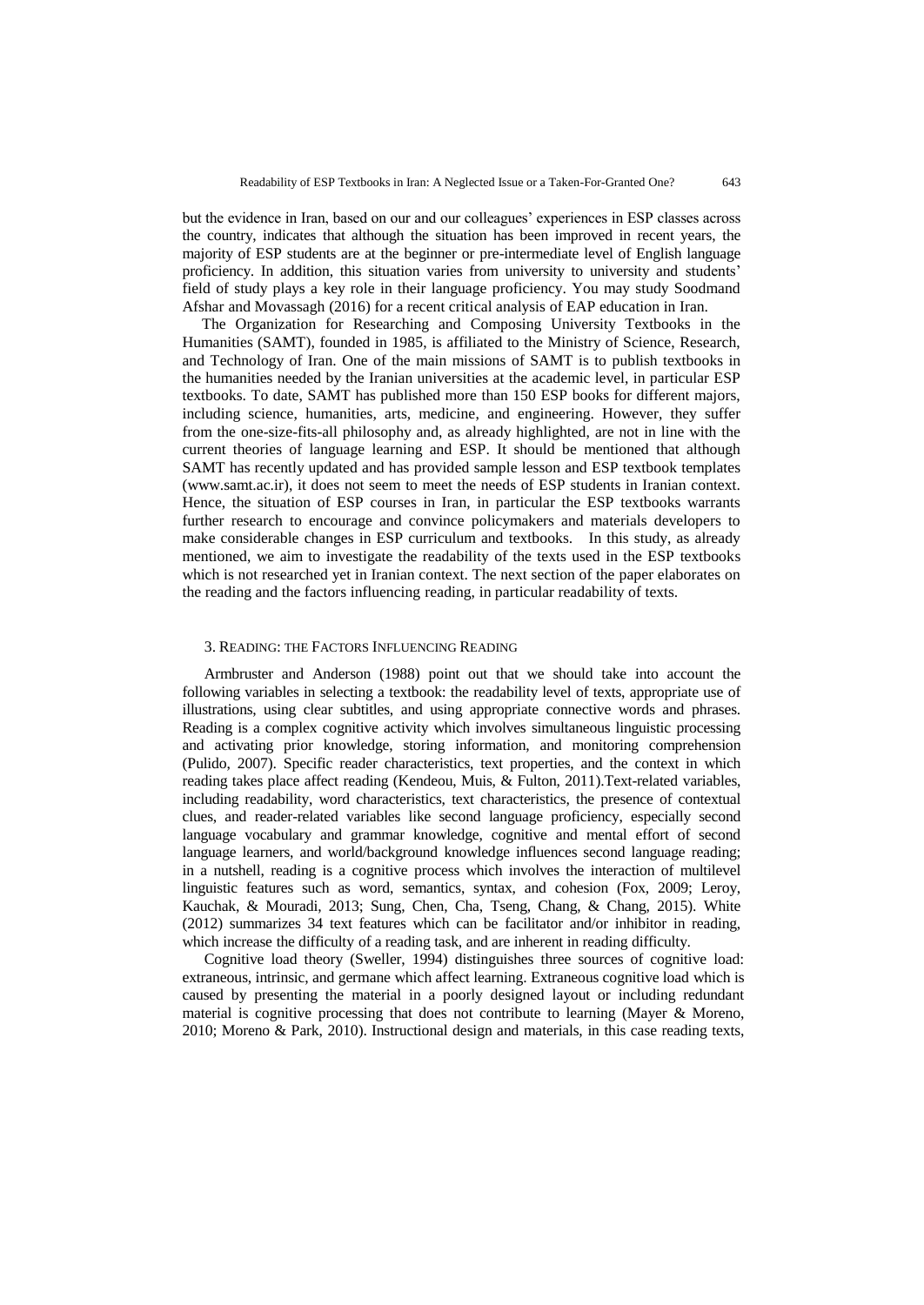but the evidence in Iran, based on our and our colleagues' experiences in ESP classes across the country, indicates that although the situation has been improved in recent years, the majority of ESP students are at the beginner or pre-intermediate level of English language proficiency. In addition, this situation varies from university to university and students' field of study plays a key role in their language proficiency. You may study Soodmand Afshar and Movassagh (2016) for a recent critical analysis of EAP education in Iran.

The Organization for Researching and Composing University Textbooks in the Humanities (SAMT), founded in 1985, is affiliated to the Ministry of Science, Research, and Technology of Iran. One of the main missions of SAMT is to publish textbooks in the humanities needed by the Iranian universities at the academic level, in particular ESP textbooks. To date, SAMT has published more than 150 ESP books for different majors, including science, humanities, arts, medicine, and engineering. However, they suffer from the one-size-fits-all philosophy and, as already highlighted, are not in line with the current theories of language learning and ESP. It should be mentioned that although SAMT has recently updated and has provided sample lesson and ESP textbook templates (www.samt.ac.ir), it does not seem to meet the needs of ESP students in Iranian context. Hence, the situation of ESP courses in Iran, in particular the ESP textbooks warrants further research to encourage and convince policymakers and materials developers to make considerable changes in ESP curriculum and textbooks. In this study, as already mentioned, we aim to investigate the readability of the texts used in the ESP textbooks which is not researched yet in Iranian context. The next section of the paper elaborates on the reading and the factors influencing reading, in particular readability of texts.

## 3. Reading: the Factors Influencing Reading

Armbruster and Anderson (1988) point out that we should take into account the following variables in selecting a textbook: the readability level of texts, appropriate use of illustrations, using clear subtitles, and using appropriate connective words and phrases. Reading is a complex cognitive activity which involves simultaneous linguistic processing and activating prior knowledge, storing information, and monitoring comprehension (Pulido, 2007). Specific reader characteristics, text properties, and the context in which reading takes place affect reading (Kendeou, Muis, & Fulton, 2011).Text-related variables, including readability, word characteristics, text characteristics, the presence of contextual clues, and reader-related variables like second language proficiency, especially second language vocabulary and grammar knowledge, cognitive and mental effort of second language learners, and world/background knowledge influences second language reading; in a nutshell, reading is a cognitive process which involves the interaction of multilevel linguistic features such as word, semantics, syntax, and cohesion (Fox, 2009; Leroy, Kauchak, & Mouradi, 2013; Sung, Chen, Cha, Tseng, Chang, & Chang, 2015). White (2012) summarizes 34 text features which can be facilitator and/or inhibitor in reading, which increase the difficulty of a reading task, and are inherent in reading difficulty.

Cognitive load theory (Sweller, 1994) distinguishes three sources of cognitive load: extraneous, intrinsic, and germane which affect learning. Extraneous cognitive load which is caused by presenting the material in a poorly designed layout or including redundant material is cognitive processing that does not contribute to learning (Mayer & Moreno, 2010; Moreno & Park, 2010). Instructional design and materials, in this case reading texts,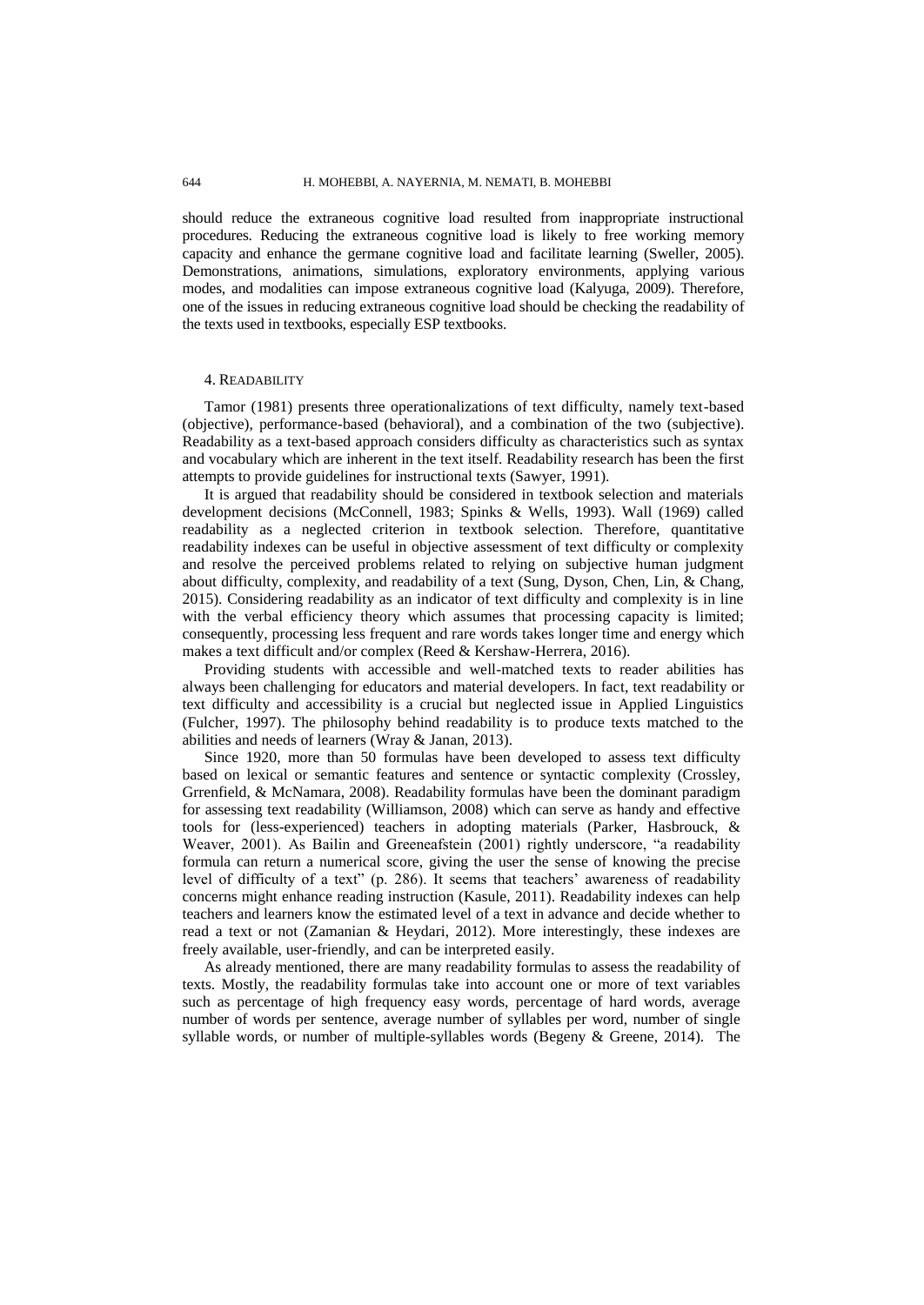should reduce the extraneous cognitive load resulted from inappropriate instructional procedures. Reducing the extraneous cognitive load is likely to free working memory capacity and enhance the germane cognitive load and facilitate learning (Sweller, 2005). Demonstrations, animations, simulations, exploratory environments, applying various modes, and modalities can impose extraneous cognitive load (Kalyuga, 2009). Therefore, one of the issues in reducing extraneous cognitive load should be checking the readability of the texts used in textbooks, especially ESP textbooks.

## 4. Readability

Tamor (1981) presents three operationalizations of text difficulty, namely text-based (objective), performance-based (behavioral), and a combination of the two (subjective). Readability as a text-based approach considers difficulty as characteristics such as syntax and vocabulary which are inherent in the text itself. Readability research has been the first attempts to provide guidelines for instructional texts (Sawyer, 1991).

It is argued that readability should be considered in textbook selection and materials development decisions (McConnell, 1983; Spinks & Wells, 1993). Wall (1969) called readability as a neglected criterion in textbook selection. Therefore, quantitative readability indexes can be useful in objective assessment of text difficulty or complexity and resolve the perceived problems related to relying on subjective human judgment about difficulty, complexity, and readability of a text (Sung, Dyson, Chen, Lin, & Chang, 2015). Considering readability as an indicator of text difficulty and complexity is in line with the verbal efficiency theory which assumes that processing capacity is limited; consequently, processing less frequent and rare words takes longer time and energy which makes a text difficult and/or complex (Reed & Kershaw-Herrera, 2016).

Providing students with accessible and well-matched texts to reader abilities has always been challenging for educators and material developers. In fact, text readability or text difficulty and accessibility is a crucial but neglected issue in Applied Linguistics (Fulcher, 1997). The philosophy behind readability is to produce texts matched to the abilities and needs of learners (Wray & Janan, 2013).

Since 1920, more than 50 formulas have been developed to assess text difficulty based on lexical or semantic features and sentence or syntactic complexity (Crossley, Grrenfield, & McNamara, 2008). Readability formulas have been the dominant paradigm for assessing text readability (Williamson, 2008) which can serve as handy and effective tools for (less-experienced) teachers in adopting materials (Parker, Hasbrouck, & Weaver, 2001). As Bailin and Greeneafstein (2001) rightly underscore, "a readability formula can return a numerical score, giving the user the sense of knowing the precise level of difficulty of a text" (p. 286). It seems that teachers' awareness of readability concerns might enhance reading instruction (Kasule, 2011). Readability indexes can help teachers and learners know the estimated level of a text in advance and decide whether to read a text or not (Zamanian & Heydari, 2012). More interestingly, these indexes are freely available, user-friendly, and can be interpreted easily.

As already mentioned, there are many readability formulas to assess the readability of texts. Mostly, the readability formulas take into account one or more of text variables such as percentage of high frequency easy words, percentage of hard words, average number of words per sentence, average number of syllables per word, number of single syllable words, or number of multiple-syllables words (Begeny & Greene, 2014). The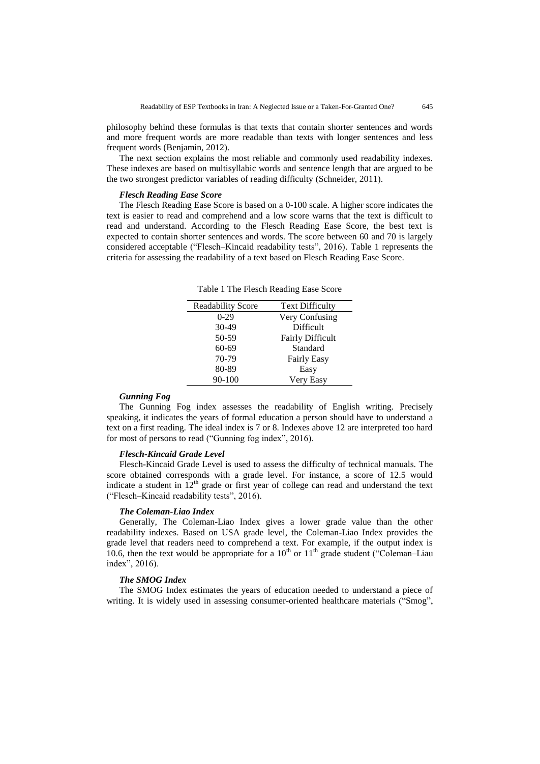philosophy behind these formulas is that texts that contain shorter sentences and words and more frequent words are more readable than texts with longer sentences and less frequent words (Benjamin, 2012).

The next section explains the most reliable and commonly used readability indexes. These indexes are based on multisyllabic words and sentence length that are argued to be the two strongest predictor variables of reading difficulty (Schneider, 2011).

### *Flesch Reading Ease Score*

The Flesch Reading Ease Score is based on a 0-100 scale. A higher score indicates the text is easier to read and comprehend and a low score warns that the text is difficult to read and understand. According to the Flesch Reading Ease Score, the best text is expected to contain shorter sentences and words. The score between 60 and 70 is largely considered acceptable ("Flesch–Kincaid readability tests", 2016). Table 1 represents the criteria for assessing the readability of a text based on Flesch Reading Ease Score.

Table 1 The Flesch Reading Ease Score

| Readability Score | Text Difficulty |
|---|---|
| 0-29 | Very Confusing |
| 30-49 | Difficult |
| 50-59 | Fairly Difficult |
| 60-69 | Standard |
| 70-79 | Fairly Easy |
| 80-89 | Easy |
| 90-100 | Very Easy |

### *Gunning Fog*

The Gunning Fog index assesses the readability of English writing. Precisely speaking, it indicates the years of formal education a person should have to understand a text on a first reading. The ideal index is 7 or 8. Indexes above 12 are interpreted too hard for most of persons to read ("Gunning fog index", 2016).

### *Flesch-Kincaid Grade Level*

Flesch-Kincaid Grade Level is used to assess the difficulty of technical manuals. The score obtained corresponds with a grade level. For instance, a score of 12.5 would indicate a student in $12^{th}$ grade or first year of college can read and understand the text ("Flesch–Kincaid readability tests", 2016).

### *The Coleman-Liao Index*

Generally, The Coleman-Liao Index gives a lower grade value than the other readability indexes. Based on USA grade level, the Coleman-Liao Index provides the grade level that readers need to comprehend a text. For example, if the output index is 10.6, then the text would be appropriate for a $10^{th}$ or $11^{th}$ grade student ("Coleman–Liau index", 2016).

### *The SMOG Index*

The SMOG Index estimates the years of education needed to understand a piece of writing. It is widely used in assessing consumer-oriented healthcare materials ("Smog",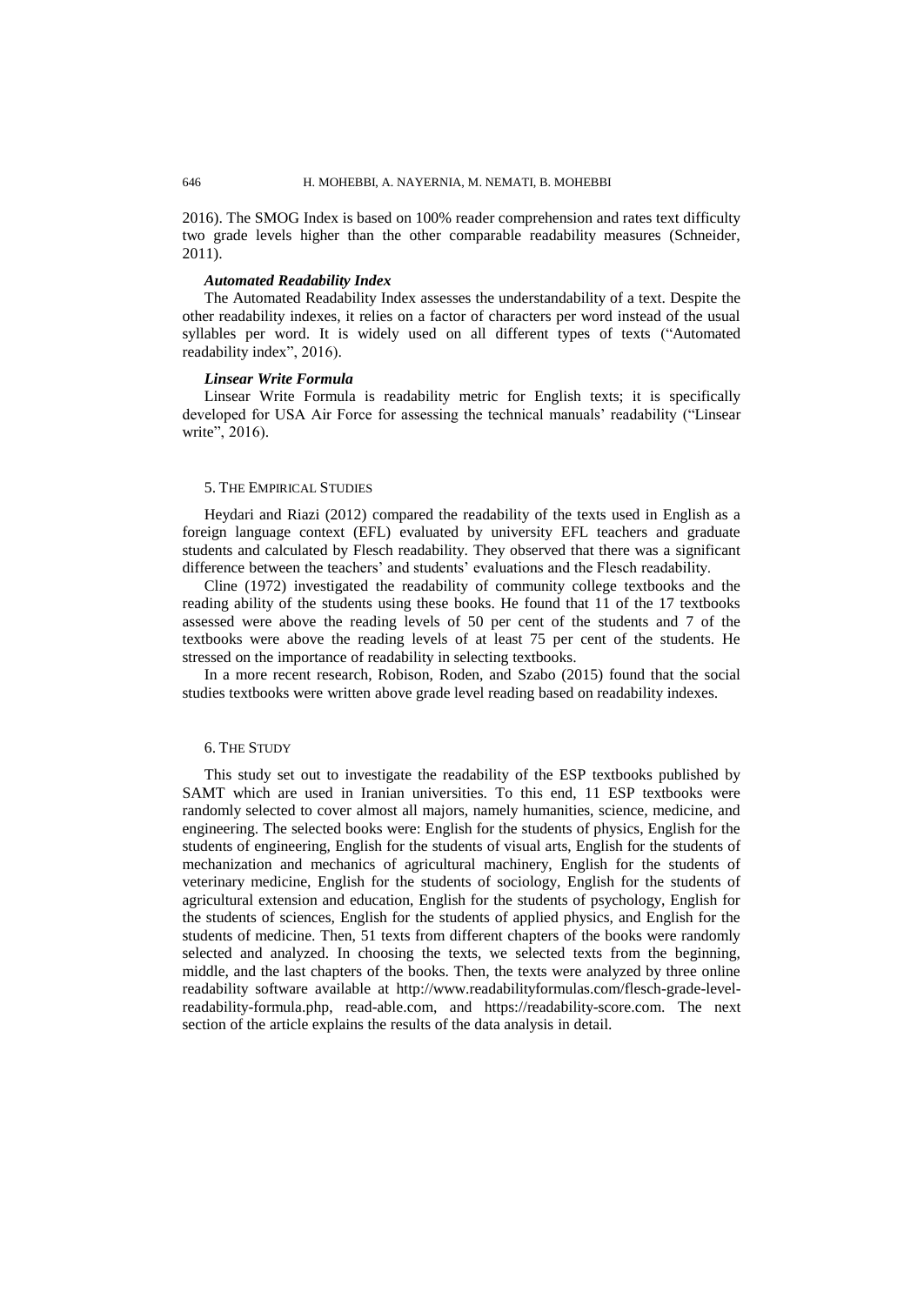2016). The SMOG Index is based on 100% reader comprehension and rates text difficulty two grade levels higher than the other comparable readability measures (Schneider, 2011).

### *Automated Readability Index*

The Automated Readability Index assesses the understandability of a text. Despite the other readability indexes, it relies on a factor of characters per word instead of the usual syllables per word. It is widely used on all different types of texts ("Automated readability index", 2016).

### *Linsear Write Formula*

Linsear Write Formula is readability metric for English texts; it is specifically developed for USA Air Force for assessing the technical manuals' readability ("Linsear write", 2016).

## 5. The Empirical Studies

Heydari and Riazi (2012) compared the readability of the texts used in English as a foreign language context (EFL) evaluated by university EFL teachers and graduate students and calculated by Flesch readability. They observed that there was a significant difference between the teachers' and students' evaluations and the Flesch readability.

Cline (1972) investigated the readability of community college textbooks and the reading ability of the students using these books. He found that 11 of the 17 textbooks assessed were above the reading levels of 50 per cent of the students and 7 of the textbooks were above the reading levels of at least 75 per cent of the students. He stressed on the importance of readability in selecting textbooks.

In a more recent research, Robison, Roden, and Szabo (2015) found that the social studies textbooks were written above grade level reading based on readability indexes.

## 6. The Study

This study set out to investigate the readability of the ESP textbooks published by SAMT which are used in Iranian universities. To this end, 11 ESP textbooks were randomly selected to cover almost all majors, namely humanities, science, medicine, and engineering. The selected books were: English for the students of physics, English for the students of engineering, English for the students of visual arts, English for the students of mechanization and mechanics of agricultural machinery, English for the students of veterinary medicine, English for the students of sociology, English for the students of agricultural extension and education, English for the students of psychology, English for the students of sciences, English for the students of applied physics, and English for the students of medicine. Then, 51 texts from different chapters of the books were randomly selected and analyzed. In choosing the texts, we selected texts from the beginning, middle, and the last chapters of the books. Then, the texts were analyzed by three online readability software available at http://www.readabilityformulas.com/flesch-grade-level-readability-formula.php, read-able.com, and https://readability-score.com. The next section of the article explains the results of the data analysis in detail.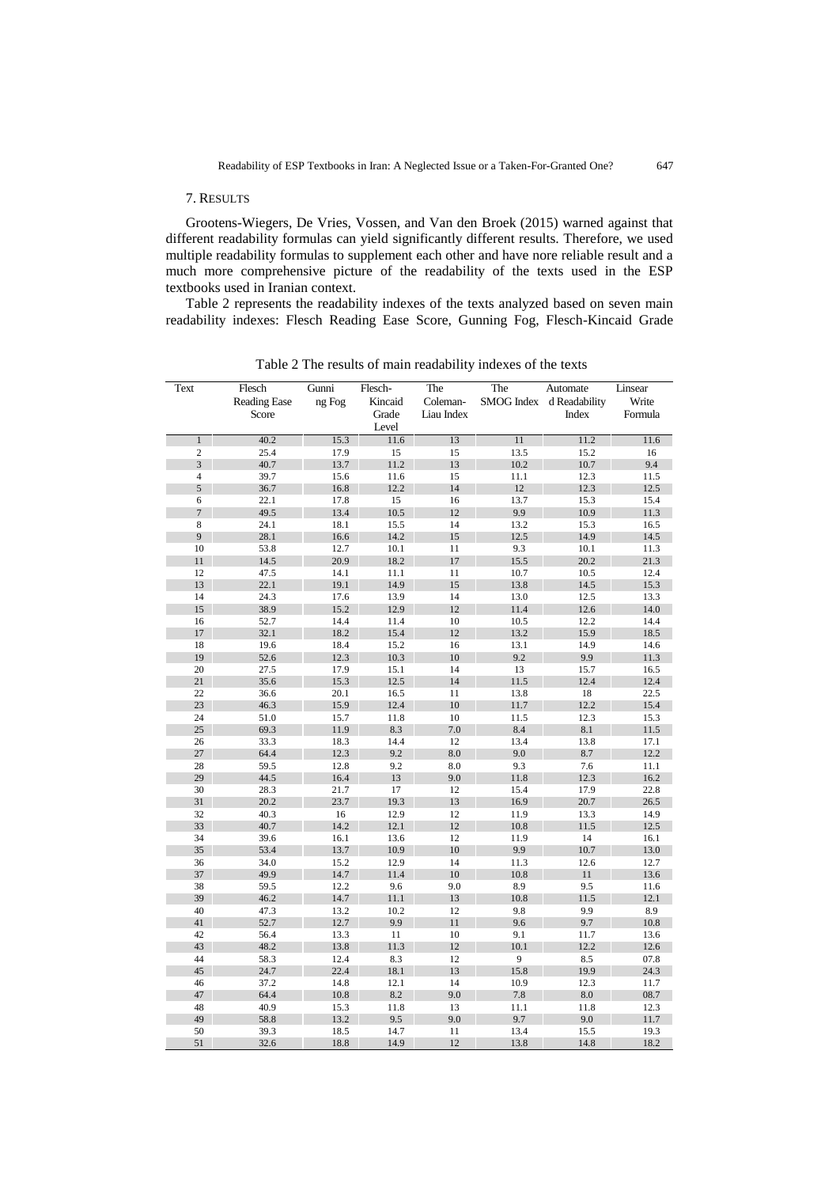## 7. Results

Grootens-Wiegers, De Vries, Vossen, and Van den Broek (2015) warned against that different readability formulas can yield significantly different results. Therefore, we used multiple readability formulas to supplement each other and have nore reliable result and a much more comprehensive picture of the readability of the texts used in the ESP textbooks used in Iranian context.

Table 2 represents the readability indexes of the texts analyzed based on seven main readability indexes: Flesch Reading Ease Score, Gunning Fog, Flesch-Kincaid Grade

Table 2 The results of main readability indexes of the texts

| Text | Flesch Reading Ease Score | Gunning Fog | Flesch-Kincaid Grade Level | The Coleman-Liau Index | The SMOG Index | Automated Readability Index | Linsear Write Formula |
|---|---|---|---|---|---|---|---|
| 1 | 40.2 | 15.3 | 11.6 | 13 | 11 | 11.2 | 11.6 |
| 2 | 25.4 | 17.9 | 15 | 15 | 13.5 | 15.2 | 16 |
| 3 | 40.7 | 13.7 | 11.2 | 13 | 10.2 | 10.7 | 9.4 |
| 4 | 39.7 | 15.6 | 11.6 | 15 | 11.1 | 12.3 | 11.5 |
| 5 | 36.7 | 16.8 | 12.2 | 14 | 12 | 12.3 | 12.5 |
| 6 | 22.1 | 17.8 | 15 | 16 | 13.7 | 15.3 | 15.4 |
| 7 | 49.5 | 13.4 | 10.5 | 12 | 9.9 | 10.9 | 11.3 |
| 8 | 24.1 | 18.1 | 15.5 | 14 | 13.2 | 15.3 | 16.5 |
| 9 | 28.1 | 16.6 | 14.2 | 15 | 12.5 | 14.9 | 14.5 |
| 10 | 53.8 | 12.7 | 10.1 | 11 | 9.3 | 10.1 | 11.3 |
| 11 | 14.5 | 20.9 | 18.2 | 17 | 15.5 | 20.2 | 21.3 |
| 12 | 47.5 | 14.1 | 11.1 | 11 | 10.7 | 10.5 | 12.4 |
| 13 | 22.1 | 19.1 | 14.9 | 15 | 13.8 | 14.5 | 15.3 |
| 14 | 24.3 | 17.6 | 13.9 | 14 | 13.0 | 12.5 | 13.3 |
| 15 | 38.9 | 15.2 | 12.9 | 12 | 11.4 | 12.6 | 14.0 |
| 16 | 52.7 | 14.4 | 11.4 | 10 | 10.5 | 12.2 | 14.4 |
| 17 | 32.1 | 18.2 | 15.4 | 12 | 13.2 | 15.9 | 18.5 |
| 18 | 19.6 | 18.4 | 15.2 | 16 | 13.1 | 14.9 | 14.6 |
| 19 | 52.6 | 12.3 | 10.3 | 10 | 9.2 | 9.9 | 11.3 |
| 20 | 27.5 | 17.9 | 15.1 | 14 | 13 | 15.7 | 16.5 |
| 21 | 35.6 | 15.3 | 12.5 | 14 | 11.5 | 12.4 | 12.4 |
| 22 | 36.6 | 20.1 | 16.5 | 11 | 13.8 | 18 | 22.5 |
| 23 | 46.3 | 15.9 | 12.4 | 10 | 11.7 | 12.2 | 15.4 |
| 24 | 51.0 | 15.7 | 11.8 | 10 | 11.5 | 12.3 | 15.3 |
| 25 | 69.3 | 11.9 | 8.3 | 7.0 | 8.4 | 8.1 | 11.5 |
| 26 | 33.3 | 18.3 | 14.4 | 12 | 13.4 | 13.8 | 17.1 |
| 27 | 64.4 | 12.3 | 9.2 | 8.0 | 9.0 | 8.7 | 12.2 |
| 28 | 59.5 | 12.8 | 9.2 | 8.0 | 9.3 | 7.6 | 11.1 |
| 29 | 44.5 | 16.4 | 13 | 9.0 | 11.8 | 12.3 | 16.2 |
| 30 | 28.3 | 21.7 | 17 | 12 | 15.4 | 17.9 | 22.8 |
| 31 | 20.2 | 23.7 | 19.3 | 13 | 16.9 | 20.7 | 26.5 |
| 32 | 40.3 | 16 | 12.9 | 12 | 11.9 | 13.3 | 14.9 |
| 33 | 40.7 | 14.2 | 12.1 | 12 | 10.8 | 11.5 | 12.5 |
| 34 | 39.6 | 16.1 | 13.6 | 12 | 11.9 | 14 | 16.1 |
| 35 | 53.4 | 13.7 | 10.9 | 10 | 9.9 | 10.7 | 13.0 |
| 36 | 34.0 | 15.2 | 12.9 | 14 | 11.3 | 12.6 | 12.7 |
| 37 | 49.9 | 14.7 | 11.4 | 10 | 10.8 | 11 | 13.6 |
| 38 | 59.5 | 12.2 | 9.6 | 9.0 | 8.9 | 9.5 | 11.6 |
| 39 | 46.2 | 14.7 | 11.1 | 13 | 10.8 | 11.5 | 12.1 |
| 40 | 47.3 | 13.2 | 10.2 | 12 | 9.8 | 9.9 | 8.9 |
| 41 | 52.7 | 12.7 | 9.9 | 11 | 9.6 | 9.7 | 10.8 |
| 42 | 56.4 | 13.3 | 11 | 10 | 9.1 | 11.7 | 13.6 |
| 43 | 48.2 | 13.8 | 11.3 | 12 | 10.1 | 12.2 | 12.6 |
| 44 | 58.3 | 12.4 | 8.3 | 12 | 9 | 8.5 | 07.8 |
| 45 | 24.7 | 22.4 | 18.1 | 13 | 15.8 | 19.9 | 24.3 |
| 46 | 37.2 | 14.8 | 12.1 | 14 | 10.9 | 12.3 | 11.7 |
| 47 | 64.4 | 10.8 | 8.2 | 9.0 | 7.8 | 8.0 | 08.7 |
| 48 | 40.9 | 15.3 | 11.8 | 13 | 11.1 | 11.8 | 12.3 |
| 49 | 58.8 | 13.2 | 9.5 | 9.0 | 9.7 | 9.0 | 11.7 |
| 50 | 39.3 | 18.5 | 14.7 | 11 | 13.4 | 15.5 | 19.3 |
| 51 | 32.6 | 18.8 | 14.9 | 12 | 13.8 | 14.8 | 18.2 |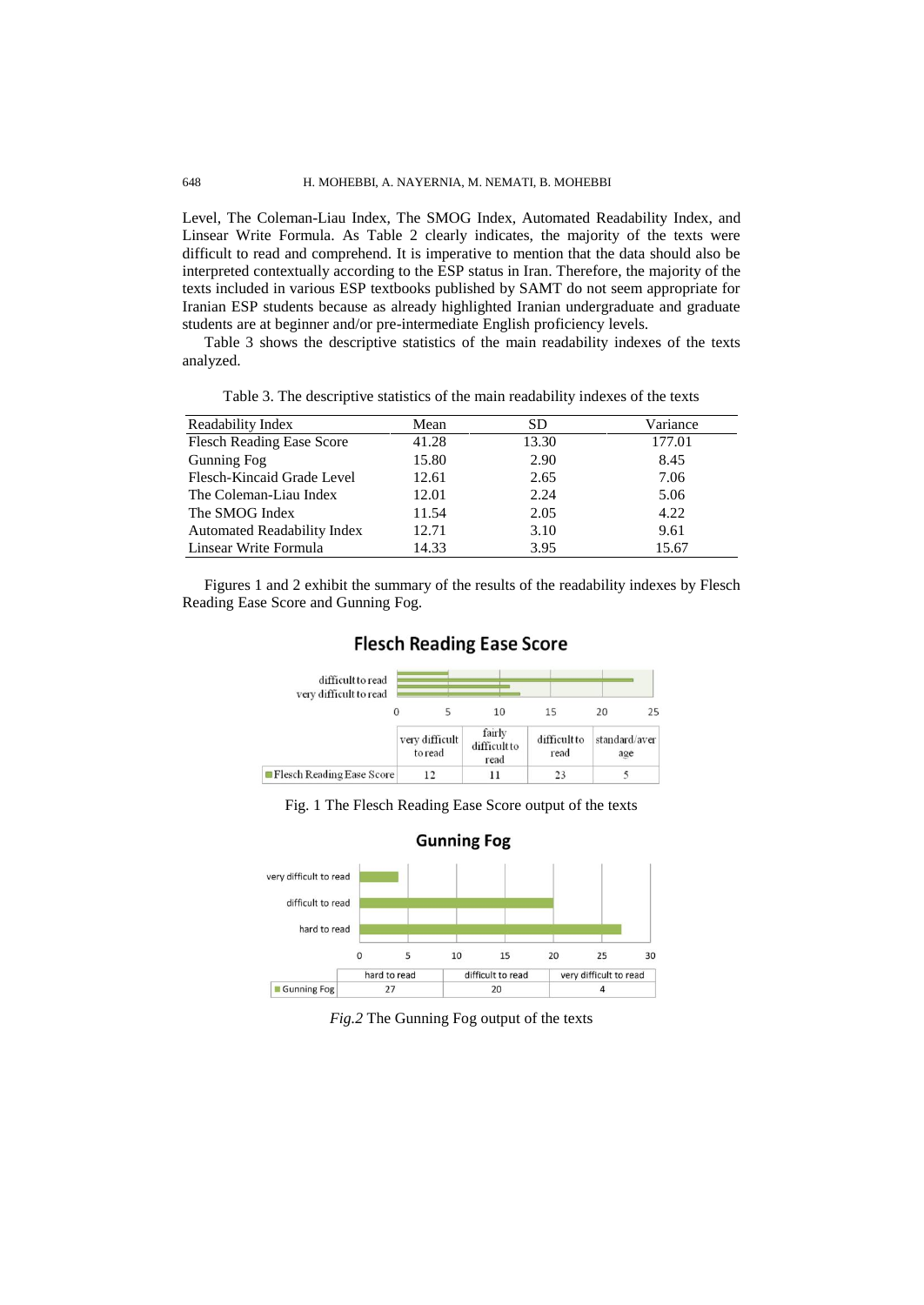Level, The Coleman-Liau Index, The SMOG Index, Automated Readability Index, and Linsear Write Formula. As Table 2 clearly indicates, the majority of the texts were difficult to read and comprehend. It is imperative to mention that the data should also be interpreted contextually according to the ESP status in Iran. Therefore, the majority of the texts included in various ESP textbooks published by SAMT do not seem appropriate for Iranian ESP students because as already highlighted Iranian undergraduate and graduate students are at beginner and/or pre-intermediate English proficiency levels.

Table 3 shows the descriptive statistics of the main readability indexes of the texts analyzed.

Table 3. The descriptive statistics of the main readability indexes of the texts

| Readability Index | Mean | SD | Variance |
|---|---|---|---|
| Flesch Reading Ease Score | 41.28 | 13.30 | 177.01 |
| Gunning Fog | 15.80 | 2.90 | 8.45 |
| Flesch-Kincaid Grade Level | 12.61 | 2.65 | 7.06 |
| The Coleman-Liau Index | 12.01 | 2.24 | 5.06 |
| The SMOG Index | 11.54 | 2.05 | 4.22 |
| Automated Readability Index | 12.71 | 3.10 | 9.61 |
| Linsear Write Formula | 14.33 | 3.95 | 15.67 |

Figures 1 and 2 exhibit the summary of the results of the readability indexes by Flesch Reading Ease Score and Gunning Fog.

**Flesch Reading Ease Score**

| | very difficult to read | fairly difficult to read | difficult to read | standard/average |
|---|---|---|---|---|
| Flesch Reading Ease Score | 12 | 11 | 23 | 5 |

Fig. 1 The Flesch Reading Ease Score output of the texts

**Gunning Fog**

| | hard to read | difficult to read | very difficult to read |
|---|---|---|---|
| Gunning Fog | 27 | 20 | 4 |

*Fig.2* The Gunning Fog output of the texts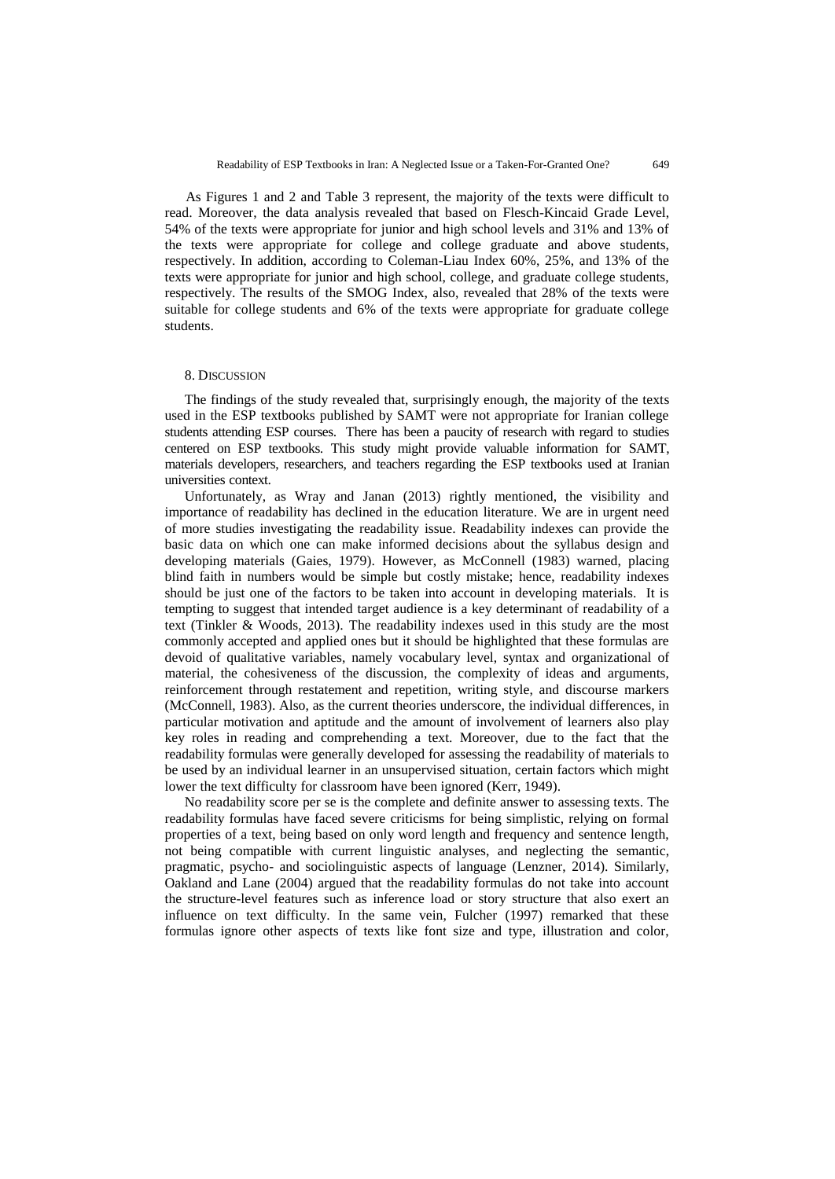As Figures 1 and 2 and Table 3 represent, the majority of the texts were difficult to read. Moreover, the data analysis revealed that based on Flesch-Kincaid Grade Level, 54% of the texts were appropriate for junior and high school levels and 31% and 13% of the texts were appropriate for college and college graduate and above students, respectively. In addition, according to Coleman-Liau Index 60%, 25%, and 13% of the texts were appropriate for junior and high school, college, and graduate college students, respectively. The results of the SMOG Index, also, revealed that 28% of the texts were suitable for college students and 6% of the texts were appropriate for graduate college students.

## 8. Discussion

The findings of the study revealed that, surprisingly enough, the majority of the texts used in the ESP textbooks published by SAMT were not appropriate for Iranian college students attending ESP courses. There has been a paucity of research with regard to studies centered on ESP textbooks. This study might provide valuable information for SAMT, materials developers, researchers, and teachers regarding the ESP textbooks used at Iranian universities context.

Unfortunately, as Wray and Janan (2013) rightly mentioned, the visibility and importance of readability has declined in the education literature. We are in urgent need of more studies investigating the readability issue. Readability indexes can provide the basic data on which one can make informed decisions about the syllabus design and developing materials (Gaies, 1979). However, as McConnell (1983) warned, placing blind faith in numbers would be simple but costly mistake; hence, readability indexes should be just one of the factors to be taken into account in developing materials. It is tempting to suggest that intended target audience is a key determinant of readability of a text (Tinkler & Woods, 2013). The readability indexes used in this study are the most commonly accepted and applied ones but it should be highlighted that these formulas are devoid of qualitative variables, namely vocabulary level, syntax and organizational of material, the cohesiveness of the discussion, the complexity of ideas and arguments, reinforcement through restatement and repetition, writing style, and discourse markers (McConnell, 1983). Also, as the current theories underscore, the individual differences, in particular motivation and aptitude and the amount of involvement of learners also play key roles in reading and comprehending a text. Moreover, due to the fact that the readability formulas were generally developed for assessing the readability of materials to be used by an individual learner in an unsupervised situation, certain factors which might lower the text difficulty for classroom have been ignored (Kerr, 1949).

No readability score per se is the complete and definite answer to assessing texts. The readability formulas have faced severe criticisms for being simplistic, relying on formal properties of a text, being based on only word length and frequency and sentence length, not being compatible with current linguistic analyses, and neglecting the semantic, pragmatic, psycho- and sociolinguistic aspects of language (Lenzner, 2014). Similarly, Oakland and Lane (2004) argued that the readability formulas do not take into account the structure-level features such as inference load or story structure that also exert an influence on text difficulty. In the same vein, Fulcher (1997) remarked that these formulas ignore other aspects of texts like font size and type, illustration and color,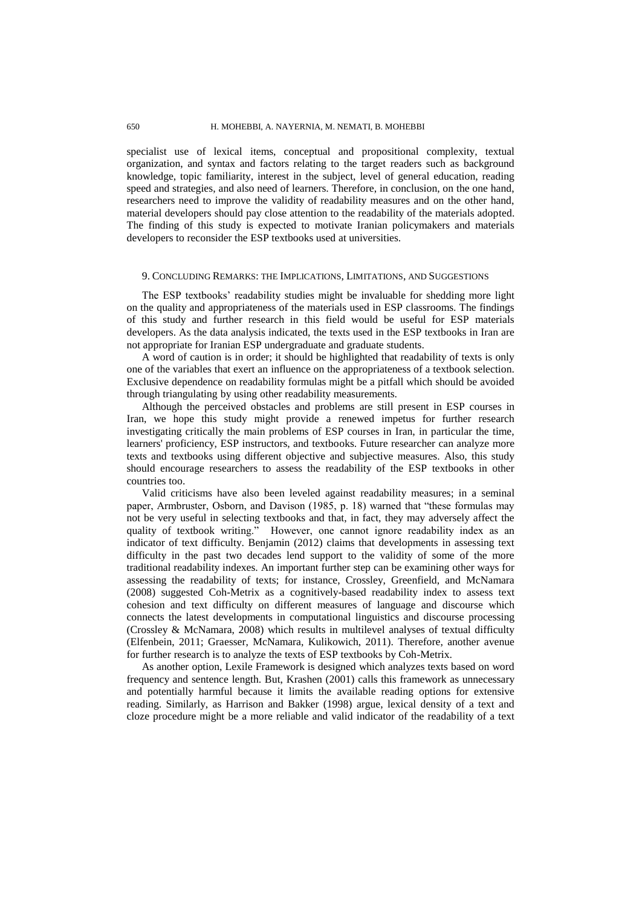specialist use of lexical items, conceptual and propositional complexity, textual organization, and syntax and factors relating to the target readers such as background knowledge, topic familiarity, interest in the subject, level of general education, reading speed and strategies, and also need of learners. Therefore, in conclusion, on the one hand, researchers need to improve the validity of readability measures and on the other hand, material developers should pay close attention to the readability of the materials adopted. The finding of this study is expected to motivate Iranian policymakers and materials developers to reconsider the ESP textbooks used at universities.

## 9. Concluding Remarks: the Implications, Limitations, and Suggestions

The ESP textbooks' readability studies might be invaluable for shedding more light on the quality and appropriateness of the materials used in ESP classrooms. The findings of this study and further research in this field would be useful for ESP materials developers. As the data analysis indicated, the texts used in the ESP textbooks in Iran are not appropriate for Iranian ESP undergraduate and graduate students.

A word of caution is in order; it should be highlighted that readability of texts is only one of the variables that exert an influence on the appropriateness of a textbook selection. Exclusive dependence on readability formulas might be a pitfall which should be avoided through triangulating by using other readability measurements.

Although the perceived obstacles and problems are still present in ESP courses in Iran, we hope this study might provide a renewed impetus for further research investigating critically the main problems of ESP courses in Iran, in particular the time, learners' proficiency, ESP instructors, and textbooks. Future researcher can analyze more texts and textbooks using different objective and subjective measures. Also, this study should encourage researchers to assess the readability of the ESP textbooks in other countries too.

Valid criticisms have also been leveled against readability measures; in a seminal paper, Armbruster, Osborn, and Davison (1985, p. 18) warned that "these formulas may not be very useful in selecting textbooks and that, in fact, they may adversely affect the quality of textbook writing." However, one cannot ignore readability index as an indicator of text difficulty. Benjamin (2012) claims that developments in assessing text difficulty in the past two decades lend support to the validity of some of the more traditional readability indexes. An important further step can be examining other ways for assessing the readability of texts; for instance, Crossley, Greenfield, and McNamara (2008) suggested Coh-Metrix as a cognitively-based readability index to assess text cohesion and text difficulty on different measures of language and discourse which connects the latest developments in computational linguistics and discourse processing (Crossley & McNamara, 2008) which results in multilevel analyses of textual difficulty (Elfenbein, 2011; Graesser, McNamara, Kulikowich, 2011). Therefore, another avenue for further research is to analyze the texts of ESP textbooks by Coh-Metrix.

As another option, Lexile Framework is designed which analyzes texts based on word frequency and sentence length. But, Krashen (2001) calls this framework as unnecessary and potentially harmful because it limits the available reading options for extensive reading. Similarly, as Harrison and Bakker (1998) argue, lexical density of a text and cloze procedure might be a more reliable and valid indicator of the readability of a text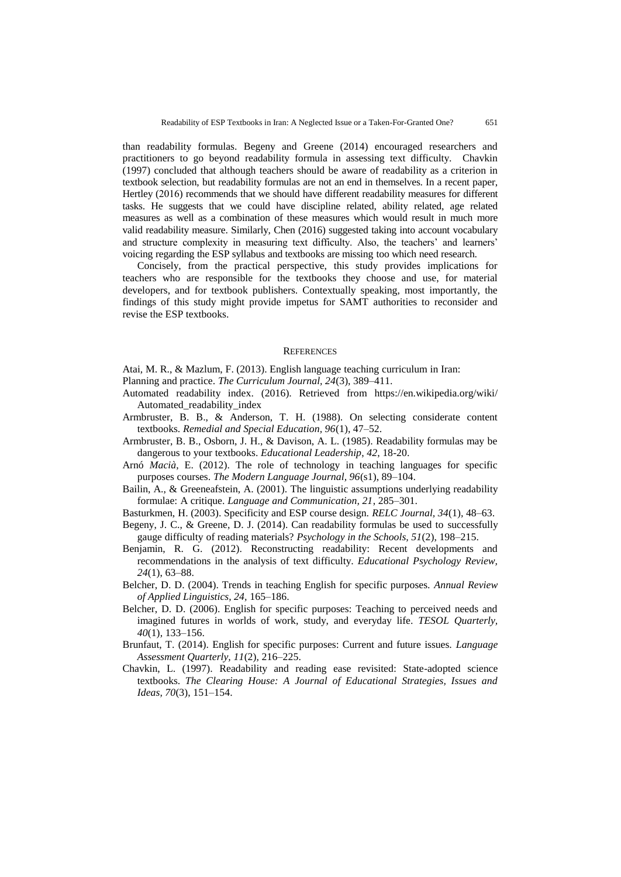than readability formulas. Begeny and Greene (2014) encouraged researchers and practitioners to go beyond readability formula in assessing text difficulty. Chavkin (1997) concluded that although teachers should be aware of readability as a criterion in textbook selection, but readability formulas are not an end in themselves. In a recent paper, Hertley (2016) recommends that we should have different readability measures for different tasks. He suggests that we could have discipline related, ability related, age related measures as well as a combination of these measures which would result in much more valid readability measure. Similarly, Chen (2016) suggested taking into account vocabulary and structure complexity in measuring text difficulty. Also, the teachers' and learners' voicing regarding the ESP syllabus and textbooks are missing too which need research.

Concisely, from the practical perspective, this study provides implications for teachers who are responsible for the textbooks they choose and use, for material developers, and for textbook publishers. Contextually speaking, most importantly, the findings of this study might provide impetus for SAMT authorities to reconsider and revise the ESP textbooks.

## REFERENCES

Atai, M. R., & Mazlum, F. (2013). English language teaching curriculum in Iran: Planning and practice. *The Curriculum Journal, 24*(3), 389–411.

Automated readability index. (2016). Retrieved from https://en.wikipedia.org/wiki/Automated_readability_index

Armbruster, B. B., & Anderson, T. H. (1988). On selecting considerate content textbooks. *Remedial and Special Education, 96*(1), 47–52.

Armbruster, B. B., Osborn, J. H., & Davison, A. L. (1985). Readability formulas may be dangerous to your textbooks. *Educational Leadership*, *42*, 18-20.

Arnó *Macià*, E. (2012). The role of technology in teaching languages for specific purposes courses. *The Modern Language Journal, 96*(s1), 89–104.

Bailin, A., & Greeneafstein, A. (2001). The linguistic assumptions underlying readability formulae: A critique. *Language and Communication, 21*, 285–301.

Basturkmen, H. (2003). Specificity and ESP course design. *RELC Journal, 34*(1), 48–63.

Begeny, J. C., & Greene, D. J. (2014). Can readability formulas be used to successfully gauge difficulty of reading materials? *Psychology in the Schools, 51*(2), 198–215.

Benjamin, R. G. (2012). Reconstructing readability: Recent developments and recommendations in the analysis of text difficulty. *Educational Psychology Review, 24*(1), 63–88.

Belcher, D. D. (2004). Trends in teaching English for specific purposes. *Annual Review of Applied Linguistics, 24*, 165–186.

Belcher, D. D. (2006). English for specific purposes: Teaching to perceived needs and imagined futures in worlds of work, study, and everyday life. *TESOL Quarterly, 40*(1), 133–156.

Brunfaut, T. (2014). English for specific purposes: Current and future issues. *Language Assessment Quarterly, 11*(2), 216–225.

Chavkin, L. (1997). Readability and reading ease revisited: State-adopted science textbooks. *The Clearing House: A Journal of Educational Strategies, Issues and Ideas, 70*(3), 151–154.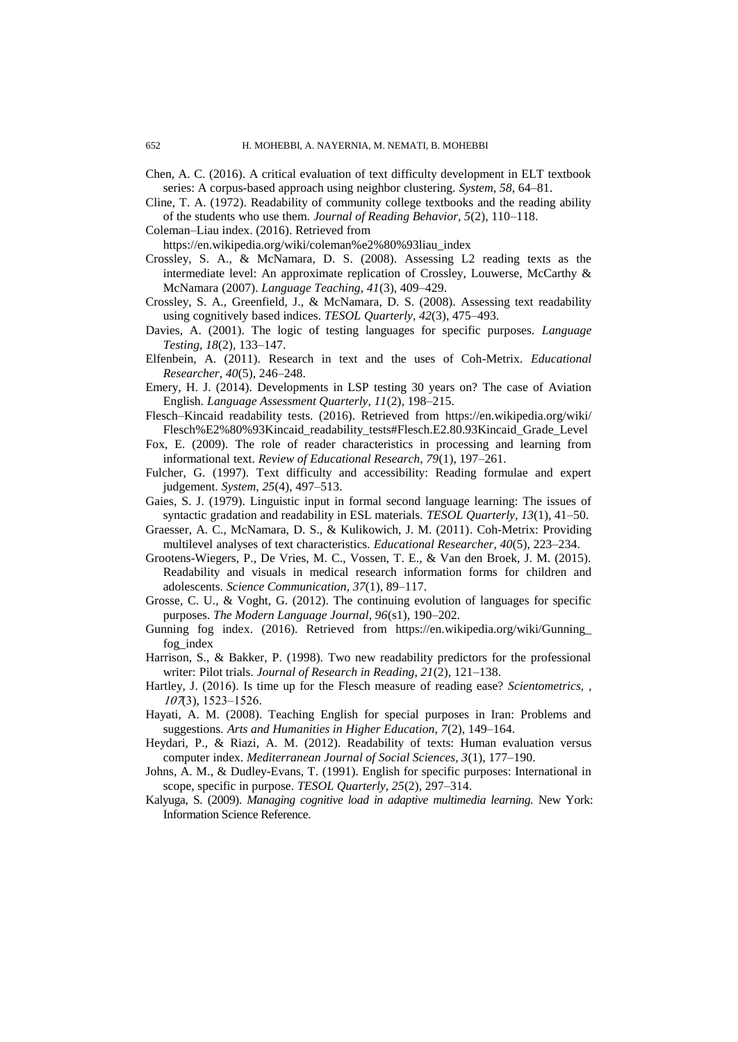Chen, A. C. (2016). A critical evaluation of text difficulty development in ELT textbook series: A corpus-based approach using neighbor clustering. *System, 58*, 64–81.

Cline, T. A. (1972). Readability of community college textbooks and the reading ability of the students who use them. *Journal of Reading Behavior, 5*(2), 110–118.

Coleman–Liau index. (2016). Retrieved from https://en.wikipedia.org/wiki/coleman%e2%80%93liau_index

Crossley, S. A., & McNamara, D. S. (2008). Assessing L2 reading texts as the intermediate level: An approximate replication of Crossley, Louwerse, McCarthy & McNamara (2007). *Language Teaching, 41*(3), 409–429.

Crossley, S. A., Greenfield, J., & McNamara, D. S. (2008). Assessing text readability using cognitively based indices. *TESOL Quarterly, 42*(3), 475–493.

Davies, A. (2001). The logic of testing languages for specific purposes. *Language Testing, 18*(2), 133–147.

Elfenbein, A. (2011). Research in text and the uses of Coh-Metrix. *Educational Researcher, 40*(5), 246–248.

Emery, H. J. (2014). Developments in LSP testing 30 years on? The case of Aviation English. *Language Assessment Quarterly, 11*(2), 198–215.

Flesch–Kincaid readability tests. (2016). Retrieved from https://en.wikipedia.org/wiki/Flesch%E2%80%93Kincaid_readability_tests#Flesch.E2.80.93Kincaid_Grade_Level

Fox, E. (2009). The role of reader characteristics in processing and learning from informational text. *Review of Educational Research, 79*(1), 197–261.

Fulcher, G. (1997). Text difficulty and accessibility: Reading formulae and expert judgement. *System, 25*(4), 497–513.

Gaies, S. J. (1979). Linguistic input in formal second language learning: The issues of syntactic gradation and readability in ESL materials. *TESOL Quarterly, 13*(1), 41–50.

Graesser, A. C., McNamara, D. S., & Kulikowich, J. M. (2011). Coh-Metrix: Providing multilevel analyses of text characteristics. *Educational Researcher, 40*(5), 223–234.

Grootens-Wiegers, P., De Vries, M. C., Vossen, T. E., & Van den Broek, J. M. (2015). Readability and visuals in medical research information forms for children and adolescents. *Science Communication, 37*(1), 89–117.

Grosse, C. U., & Voght, G. (2012). The continuing evolution of languages for specific purposes. *The Modern Language Journal, 96*(s1), 190–202.

Gunning fog index. (2016). Retrieved from https://en.wikipedia.org/wiki/Gunning_fog_index

Harrison, S., & Bakker, P. (1998). Two new readability predictors for the professional writer: Pilot trials. *Journal of Research in Reading, 21*(2), 121–138.

Hartley, J. (2016). Is time up for the Flesch measure of reading ease? *Scientometrics, , 107*(3), 1523–1526.

Hayati, A. M. (2008). Teaching English for special purposes in Iran: Problems and suggestions. *Arts and Humanities in Higher Education, 7*(2), 149–164.

Heydari, P., & Riazi, A. M. (2012). Readability of texts: Human evaluation versus computer index. *Mediterranean Journal of Social Sciences, 3*(1), 177–190.

Johns, A. M., & Dudley-Evans, T. (1991). English for specific purposes: International in scope, specific in purpose. *TESOL Quarterly, 25*(2), 297–314.

Kalyuga, S. (2009). *Managing cognitive load in adaptive multimedia learning.* New York: Information Science Reference.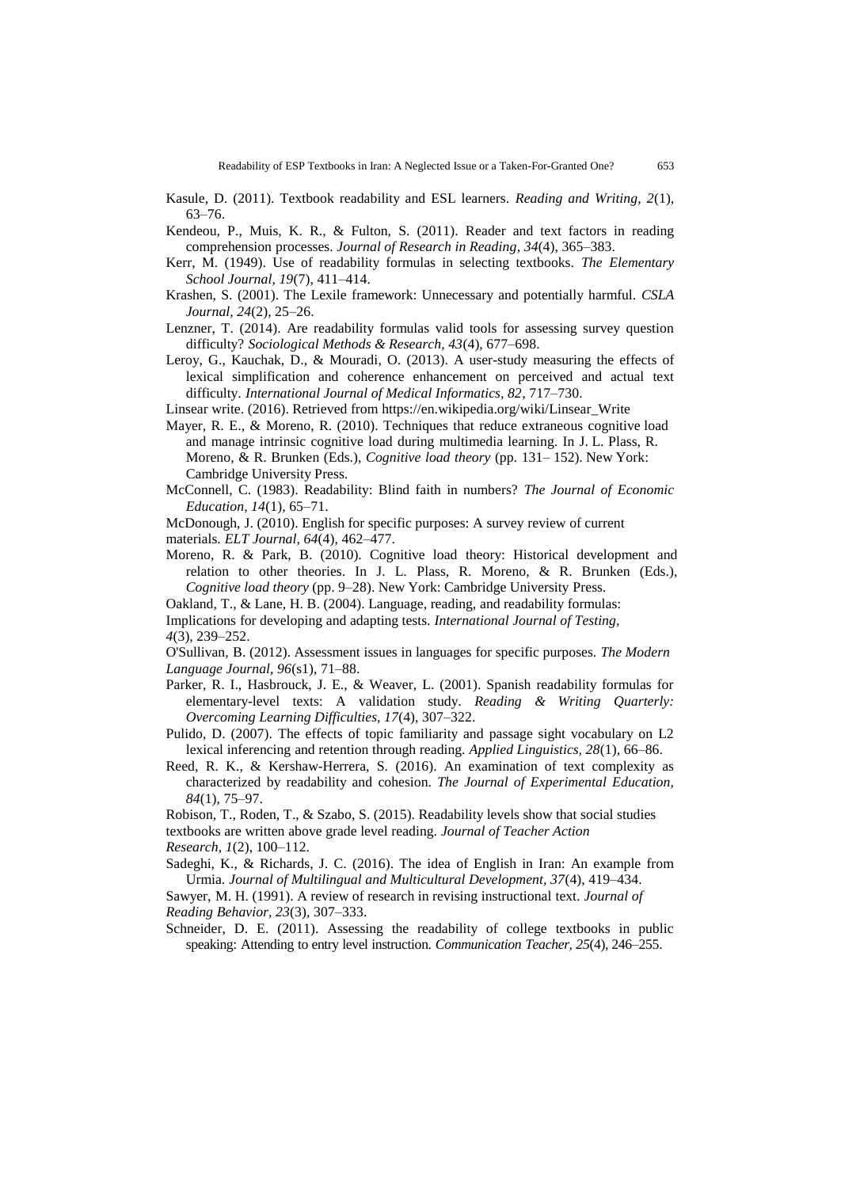Kasule, D. (2011). Textbook readability and ESL learners. *Reading and Writing, 2*(1), 63–76.

Kendeou, P., Muis, K. R., & Fulton, S. (2011). Reader and text factors in reading comprehension processes. *Journal of Research in Reading*, *34*(4), 365–383.

Kerr, M. (1949). Use of readability formulas in selecting textbooks. *The Elementary School Journal, 19*(7), 411–414.

Krashen, S. (2001). The Lexile framework: Unnecessary and potentially harmful. *CSLA Journal, 24*(2), 25–26.

Lenzner, T. (2014). Are readability formulas valid tools for assessing survey question difficulty? *Sociological Methods & Research, 43*(4), 677–698.

Leroy, G., Kauchak, D., & Mouradi, O. (2013). A user-study measuring the effects of lexical simplification and coherence enhancement on perceived and actual text difficulty. *International Journal of Medical Informatics, 82*, 717–730.

Linsear write. (2016). Retrieved from https://en.wikipedia.org/wiki/Linsear_Write

Mayer, R. E., & Moreno, R. (2010). Techniques that reduce extraneous cognitive load and manage intrinsic cognitive load during multimedia learning. In J. L. Plass, R. Moreno, & R. Brunken (Eds.), *Cognitive load theory* (pp. 131– 152). New York: Cambridge University Press.

McConnell, C. (1983). Readability: Blind faith in numbers? *The Journal of Economic Education, 14*(1), 65–71.

McDonough, J. (2010). English for specific purposes: A survey review of current materials. *ELT Journal, 64*(4), 462–477.

Moreno, R. & Park, B. (2010). Cognitive load theory: Historical development and relation to other theories. In J. L. Plass, R. Moreno, & R. Brunken (Eds.), *Cognitive load theory* (pp. 9–28). New York: Cambridge University Press.

Oakland, T., & Lane, H. B. (2004). Language, reading, and readability formulas: Implications for developing and adapting tests. *International Journal of Testing, 4*(3), 239–252.

O'Sullivan, B. (2012). Assessment issues in languages for specific purposes. *The Modern Language Journal, 96*(s1), 71–88.

Parker, R. I., Hasbrouck, J. E., & Weaver, L. (2001). Spanish readability formulas for elementary-level texts: A validation study. *Reading & Writing Quarterly: Overcoming Learning Difficulties, 17*(4), 307–322.

Pulido, D. (2007). The effects of topic familiarity and passage sight vocabulary on L2 lexical inferencing and retention through reading. *Applied Linguistics, 28*(1), 66–86.

Reed, R. K., & Kershaw-Herrera, S. (2016). An examination of text complexity as characterized by readability and cohesion. *The Journal of Experimental Education, 84*(1), 75–97.

Robison, T., Roden, T., & Szabo, S. (2015). Readability levels show that social studies textbooks are written above grade level reading. *Journal of Teacher Action Research, 1*(2), 100–112.

Sadeghi, K., & Richards, J. C. (2016). The idea of English in Iran: An example from Urmia. *Journal of Multilingual and Multicultural Development, 37*(4), 419–434.

Sawyer, M. H. (1991). A review of research in revising instructional text. *Journal of Reading Behavior, 23*(3), 307–333.

Schneider, D. E. (2011). Assessing the readability of college textbooks in public speaking: Attending to entry level instruction. *Communication Teacher, 25*(4), 246–255.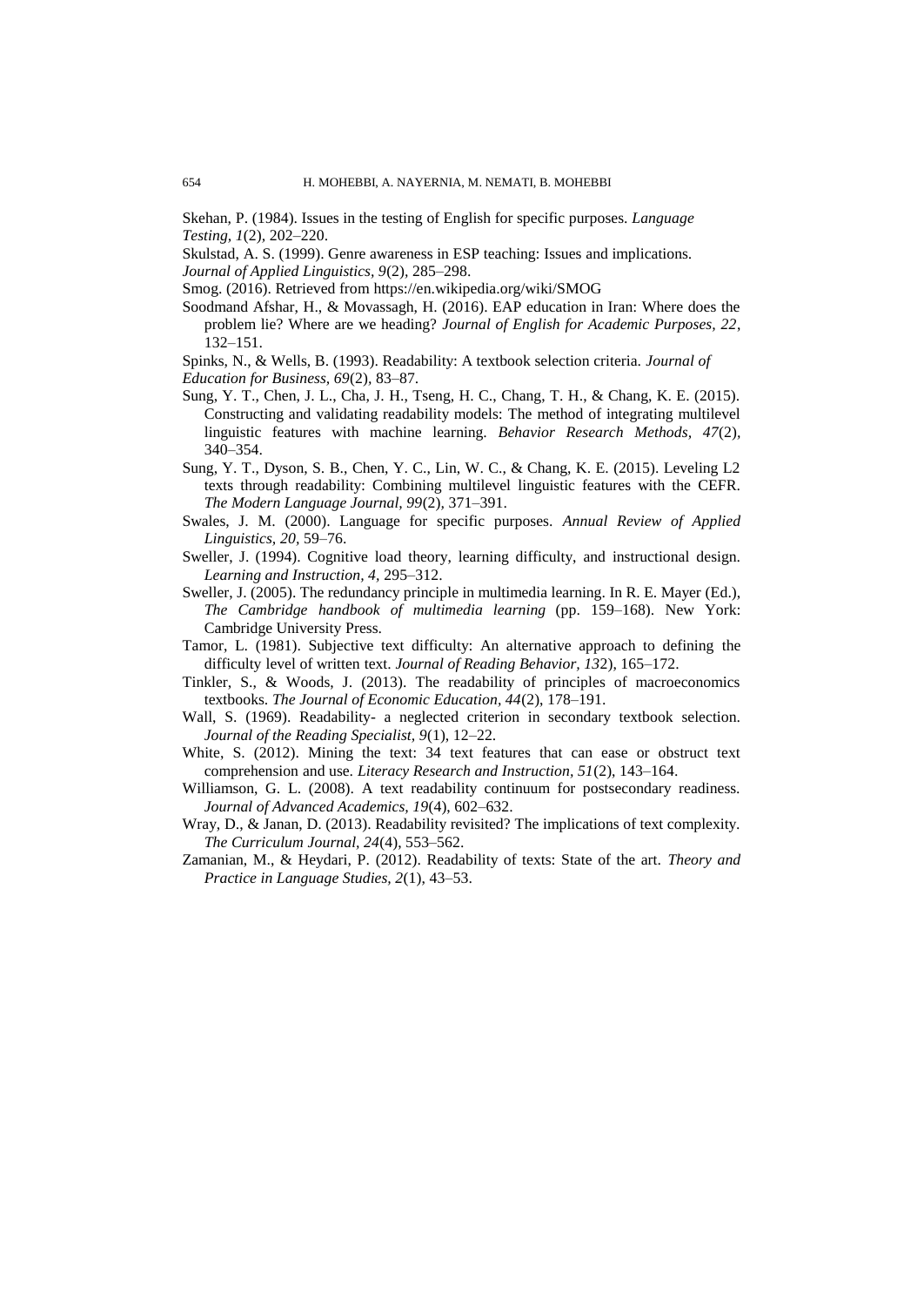Skehan, P. (1984). Issues in the testing of English for specific purposes. *Language Testing, 1*(2), 202–220.

Skulstad, A. S. (1999). Genre awareness in ESP teaching: Issues and implications. *Journal of Applied Linguistics, 9*(2), 285–298.

Smog. (2016). Retrieved from https://en.wikipedia.org/wiki/SMOG

Soodmand Afshar, H., & Movassagh, H. (2016). EAP education in Iran: Where does the problem lie? Where are we heading? *Journal of English for Academic Purposes, 22*, 132–151.

Spinks, N., & Wells, B. (1993). Readability: A textbook selection criteria. *Journal of Education for Business, 69*(2), 83–87.

Sung, Y. T., Chen, J. L., Cha, J. H., Tseng, H. C., Chang, T. H., & Chang, K. E. (2015). Constructing and validating readability models: The method of integrating multilevel linguistic features with machine learning. *Behavior Research Methods, 47*(2), 340–354.

Sung, Y. T., Dyson, S. B., Chen, Y. C., Lin, W. C., & Chang, K. E. (2015). Leveling L2 texts through readability: Combining multilevel linguistic features with the CEFR. *The Modern Language Journal, 99*(2), 371–391.

Swales, J. M. (2000). Language for specific purposes. *Annual Review of Applied Linguistics, 20*, 59–76.

Sweller, J. (1994). Cognitive load theory, learning difficulty, and instructional design. *Learning and Instruction, 4*, 295–312.

Sweller, J. (2005). The redundancy principle in multimedia learning. In R. E. Mayer (Ed.), *The Cambridge handbook of multimedia learning* (pp. 159–168). New York: Cambridge University Press.

Tamor, L. (1981). Subjective text difficulty: An alternative approach to defining the difficulty level of written text. *Journal of Reading Behavior, 13*2), 165–172.

Tinkler, S., & Woods, J. (2013). The readability of principles of macroeconomics textbooks. *The Journal of Economic Education, 44*(2), 178–191.

Wall, S. (1969). Readability- a neglected criterion in secondary textbook selection. *Journal of the Reading Specialist, 9*(1), 12–22.

White, S. (2012). Mining the text: 34 text features that can ease or obstruct text comprehension and use. *Literacy Research and Instruction, 51*(2), 143–164.

Williamson, G. L. (2008). A text readability continuum for postsecondary readiness. *Journal of Advanced Academics, 19*(4), 602–632.

Wray, D., & Janan, D. (2013). Readability revisited? The implications of text complexity. *The Curriculum Journal, 24*(4), 553–562.

Zamanian, M., & Heydari, P. (2012). Readability of texts: State of the art. *Theory and Practice in Language Studies, 2*(1), 43–53.